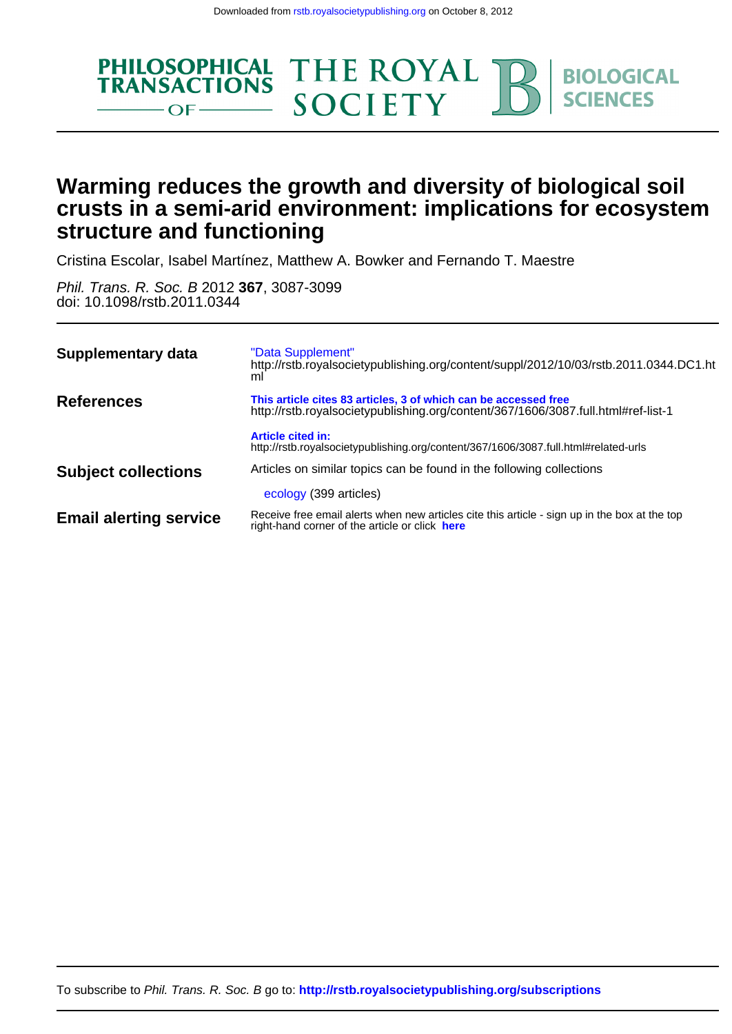Downloaded from rstb.royalsocietypublishing.org on October 8, 2012

PHILOSOPHICAL TRANSACTIONS OF THE ROYAL SOCIETY B BIOLOGICAL SCIENCES

# Warming reduces the growth and diversity of biological soil crusts in a semi-arid environment: implications for ecosystem structure and functioning

Cristina Escolar, Isabel Martínez, Matthew A. Bowker and Fernando T. Maestre

*Phil. Trans. R. Soc. B* 2012 **367**, 3087-3099
doi: 10.1098/rstb.2011.0344

| | |
|---|---|
| **Supplementary data** | "Data Supplement" http://rstb.royalsocietypublishing.org/content/suppl/2012/10/03/rstb.2011.0344.DC1.html |
| **References** | **This article cites 83 articles, 3 of which can be accessed free** http://rstb.royalsocietypublishing.org/content/367/1606/3087.full.html#ref-list-1 |
| | **Article cited in:** http://rstb.royalsocietypublishing.org/content/367/1606/3087.full.html#related-urls |
| **Subject collections** | Articles on similar topics can be found in the following collections |
| | ecology (399 articles) |
| **Email alerting service** | Receive free email alerts when new articles cite this article - sign up in the box at the top right-hand corner of the article or click **here** |

To subscribe to *Phil. Trans. R. Soc. B* go to: **http://rstb.royalsocietypublishing.org/subscriptions**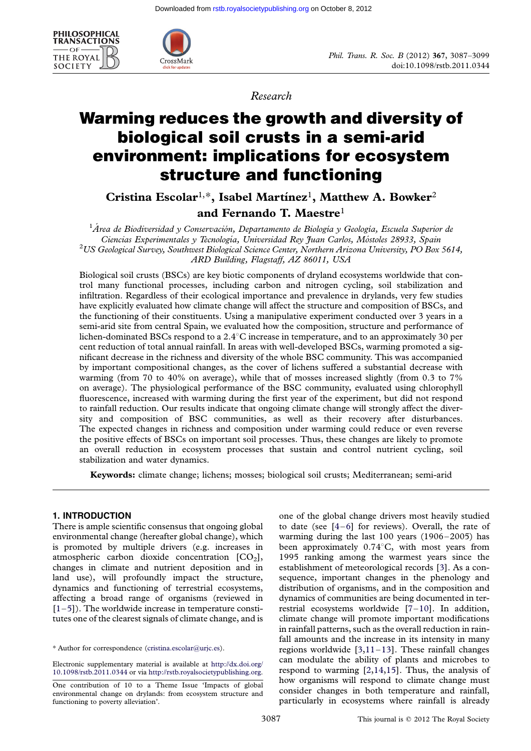# Warming reduces the growth and diversity of biological soil crusts in a semi-arid environment: implications for ecosystem structure and functioning

**Cristina Escolar**[1,*], **Isabel Martínez**[1], **Matthew A. Bowker**[2] **and Fernando T. Maestre**[1]

[1]*Área de Biodiversidad y Conservación, Departamento de Biología y Geología, Escuela Superior de Ciencias Experimentales y Tecnología, Universidad Rey Juan Carlos, Móstoles 28933, Spain*

[2]*US Geological Survey, Southwest Biological Science Center, Northern Arizona University, PO Box 5614, ARD Building, Flagstaff, AZ 86011, USA*

Biological soil crusts (BSCs) are key biotic components of dryland ecosystems worldwide that control many functional processes, including carbon and nitrogen cycling, soil stabilization and infiltration. Regardless of their ecological importance and prevalence in drylands, very few studies have explicitly evaluated how climate change will affect the structure and composition of BSCs, and the functioning of their constituents. Using a manipulative experiment conducted over 3 years in a semi-arid site from central Spain, we evaluated how the composition, structure and performance of lichen-dominated BSCs respond to a 2.4°C increase in temperature, and to an approximately 30 per cent reduction of total annual rainfall. In areas with well-developed BSCs, warming promoted a significant decrease in the richness and diversity of the whole BSC community. This was accompanied by important compositional changes, as the cover of lichens suffered a substantial decrease with warming (from 70 to 40% on average), while that of mosses increased slightly (from 0.3 to 7% on average). The physiological performance of the BSC community, evaluated using chlorophyll fluorescence, increased with warming during the first year of the experiment, but did not respond to rainfall reduction. Our results indicate that ongoing climate change will strongly affect the diversity and composition of BSC communities, as well as their recovery after disturbances. The expected changes in richness and composition under warming could reduce or even reverse the positive effects of BSCs on important soil processes. Thus, these changes are likely to promote an overall reduction in ecosystem processes that sustain and control nutrient cycling, soil stabilization and water dynamics.

**Keywords:** climate change; lichens; mosses; biological soil crusts; Mediterranean; semi-arid

## 1. INTRODUCTION

There is ample scientific consensus that ongoing global environmental change (hereafter global change), which is promoted by multiple drivers (e.g. increases in atmospheric carbon dioxide concentration [$CO_2$], changes in climate and nutrient deposition and in land use), will profoundly impact the structure, dynamics and functioning of terrestrial ecosystems, affecting a broad range of organisms (reviewed in [1–5]). The worldwide increase in temperature constitutes one of the clearest signals of climate change, and is one of the global change drivers most heavily studied to date (see [4–6] for reviews). Overall, the rate of warming during the last 100 years (1906–2005) has been approximately 0.74°C, with most years from 1995 ranking among the warmest years since the establishment of meteorological records [3]. As a consequence, important changes in the phenology and distribution of organisms, and in the composition and dynamics of communities are being documented in terrestrial ecosystems worldwide [7–10]. In addition, climate change will promote important modifications in rainfall patterns, such as the overall reduction in rainfall amounts and the increase in its intensity in many regions worldwide [3,11–13]. These rainfall changes can modulate the ability of plants and microbes to respond to warming [2,14,15]. Thus, the analysis of how organisms will respond to climate change must consider changes in both temperature and rainfall, particularly in ecosystems where rainfall is already

* Author for correspondence (cristina.escolar@urjc.es).

Electronic supplementary material is available at http://dx.doi.org/10.1098/rstb.2011.0344 or via http://rstb.royalsocietypublishing.org.

One contribution of 10 to a Theme Issue 'Impacts of global environmental change on drylands: from ecosystem structure and functioning to poverty alleviation'.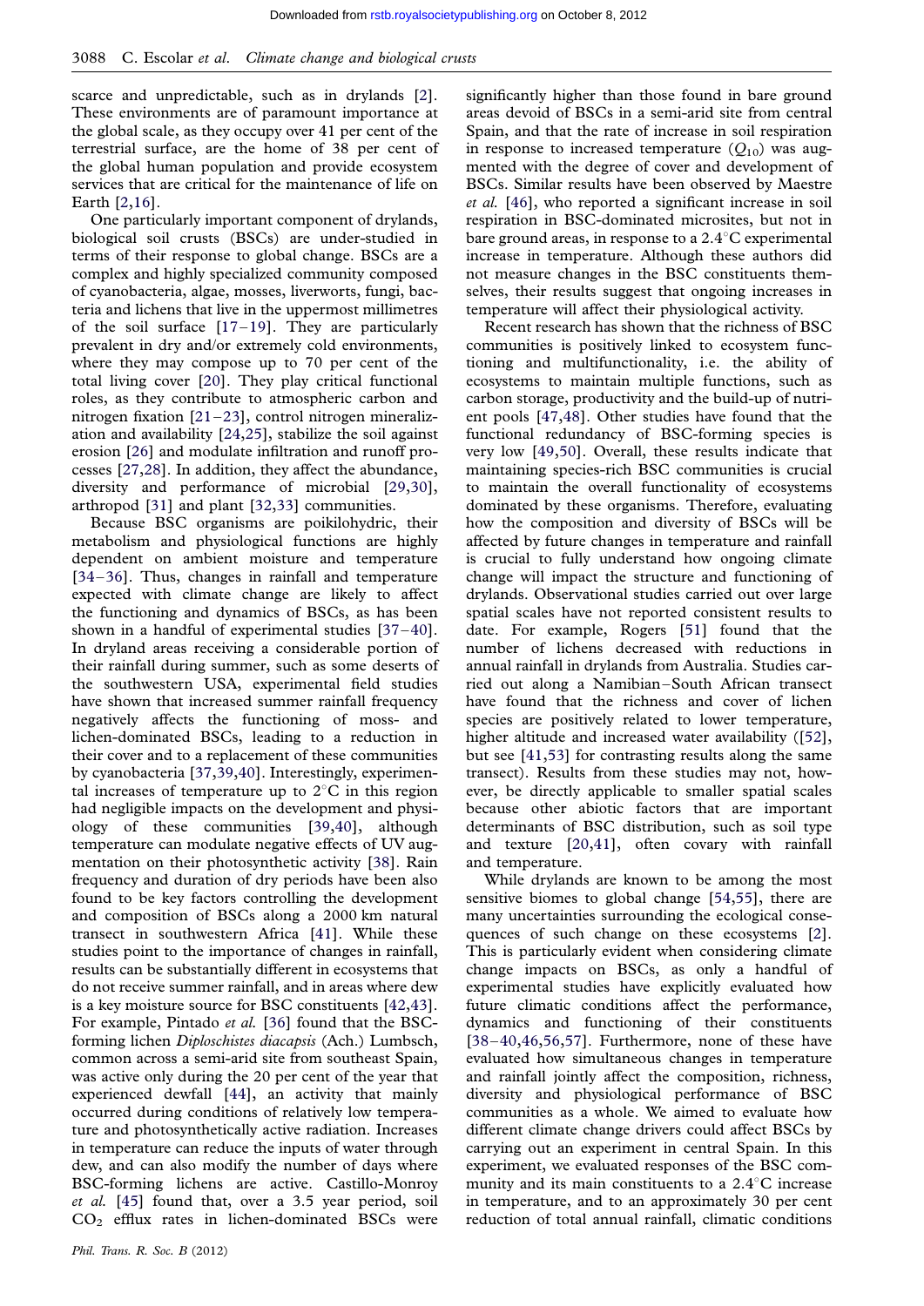scarce and unpredictable, such as in drylands [2]. These environments are of paramount importance at the global scale, as they occupy over 41 per cent of the terrestrial surface, are the home of 38 per cent of the global human population and provide ecosystem services that are critical for the maintenance of life on Earth [2,16].

One particularly important component of drylands, biological soil crusts (BSCs) are under-studied in terms of their response to global change. BSCs are a complex and highly specialized community composed of cyanobacteria, algae, mosses, liverworts, fungi, bacteria and lichens that live in the uppermost millimetres of the soil surface [17–19]. They are particularly prevalent in dry and/or extremely cold environments, where they may compose up to 70 per cent of the total living cover [20]. They play critical functional roles, as they contribute to atmospheric carbon and nitrogen fixation [21–23], control nitrogen mineralization and availability [24,25], stabilize the soil against erosion [26] and modulate infiltration and runoff processes [27,28]. In addition, they affect the abundance, diversity and performance of microbial [29,30], arthropod [31] and plant [32,33] communities.

Because BSC organisms are poikilohydric, their metabolism and physiological functions are highly dependent on ambient moisture and temperature [34–36]. Thus, changes in rainfall and temperature expected with climate change are likely to affect the functioning and dynamics of BSCs, as has been shown in a handful of experimental studies [37–40]. In dryland areas receiving a considerable portion of their rainfall during summer, such as some deserts of the southwestern USA, experimental field studies have shown that increased summer rainfall frequency negatively affects the functioning of moss- and lichen-dominated BSCs, leading to a reduction in their cover and to a replacement of these communities by cyanobacteria [37,39,40]. Interestingly, experimental increases of temperature up to 2°C in this region had negligible impacts on the development and physiology of these communities [39,40], although temperature can modulate negative effects of UV augmentation on their photosynthetic activity [38]. Rain frequency and duration of dry periods have been also found to be key factors controlling the development and composition of BSCs along a 2000 km natural transect in southwestern Africa [41]. While these studies point to the importance of changes in rainfall, results can be substantially different in ecosystems that do not receive summer rainfall, and in areas where dew is a key moisture source for BSC constituents [42,43]. For example, Pintado *et al.* [36] found that the BSC-forming lichen *Diploschistes diacapsis* (Ach.) Lumbsch, common across a semi-arid site from southeast Spain, was active only during the 20 per cent of the year that experienced dewfall [44], an activity that mainly occurred during conditions of relatively low temperature and photosynthetically active radiation. Increases in temperature can reduce the inputs of water through dew, and can also modify the number of days where BSC-forming lichens are active. Castillo-Monroy *et al.* [45] found that, over a 3.5 year period, soil $CO_2$ efflux rates in lichen-dominated BSCs were significantly higher than those found in bare ground areas devoid of BSCs in a semi-arid site from central Spain, and that the rate of increase in soil respiration in response to increased temperature ($Q_{10}$) was augmented with the degree of cover and development of BSCs. Similar results have been observed by Maestre *et al.* [46], who reported a significant increase in soil respiration in BSC-dominated microsites, but not in bare ground areas, in response to a 2.4°C experimental increase in temperature. Although these authors did not measure changes in the BSC constituents themselves, their results suggest that ongoing increases in temperature will affect their physiological activity.

Recent research has shown that the richness of BSC communities is positively linked to ecosystem functioning and multifunctionality, i.e. the ability of ecosystems to maintain multiple functions, such as carbon storage, productivity and the build-up of nutrient pools [47,48]. Other studies have found that the functional redundancy of BSC-forming species is very low [49,50]. Overall, these results indicate that maintaining species-rich BSC communities is crucial to maintain the overall functionality of ecosystems dominated by these organisms. Therefore, evaluating how the composition and diversity of BSCs will be affected by future changes in temperature and rainfall is crucial to fully understand how ongoing climate change will impact the structure and functioning of drylands. Observational studies carried out over large spatial scales have not reported consistent results to date. For example, Rogers [51] found that the number of lichens decreased with reductions in annual rainfall in drylands from Australia. Studies carried out along a Namibian–South African transect have found that the richness and cover of lichen species are positively related to lower temperature, higher altitude and increased water availability ([52], but see [41,53] for contrasting results along the same transect). Results from these studies may not, however, be directly applicable to smaller spatial scales because other abiotic factors that are important determinants of BSC distribution, such as soil type and texture [20,41], often covary with rainfall and temperature.

While drylands are known to be among the most sensitive biomes to global change [54,55], there are many uncertainties surrounding the ecological consequences of such change on these ecosystems [2]. This is particularly evident when considering climate change impacts on BSCs, as only a handful of experimental studies have explicitly evaluated how future climatic conditions affect the performance, dynamics and functioning of their constituents [38–40,46,56,57]. Furthermore, none of these have evaluated how simultaneous changes in temperature and rainfall jointly affect the composition, richness, diversity and physiological performance of BSC communities as a whole. We aimed to evaluate how different climate change drivers could affect BSCs by carrying out an experiment in central Spain. In this experiment, we evaluated responses of the BSC community and its main constituents to a 2.4°C increase in temperature, and to an approximately 30 per cent reduction of total annual rainfall, climatic conditions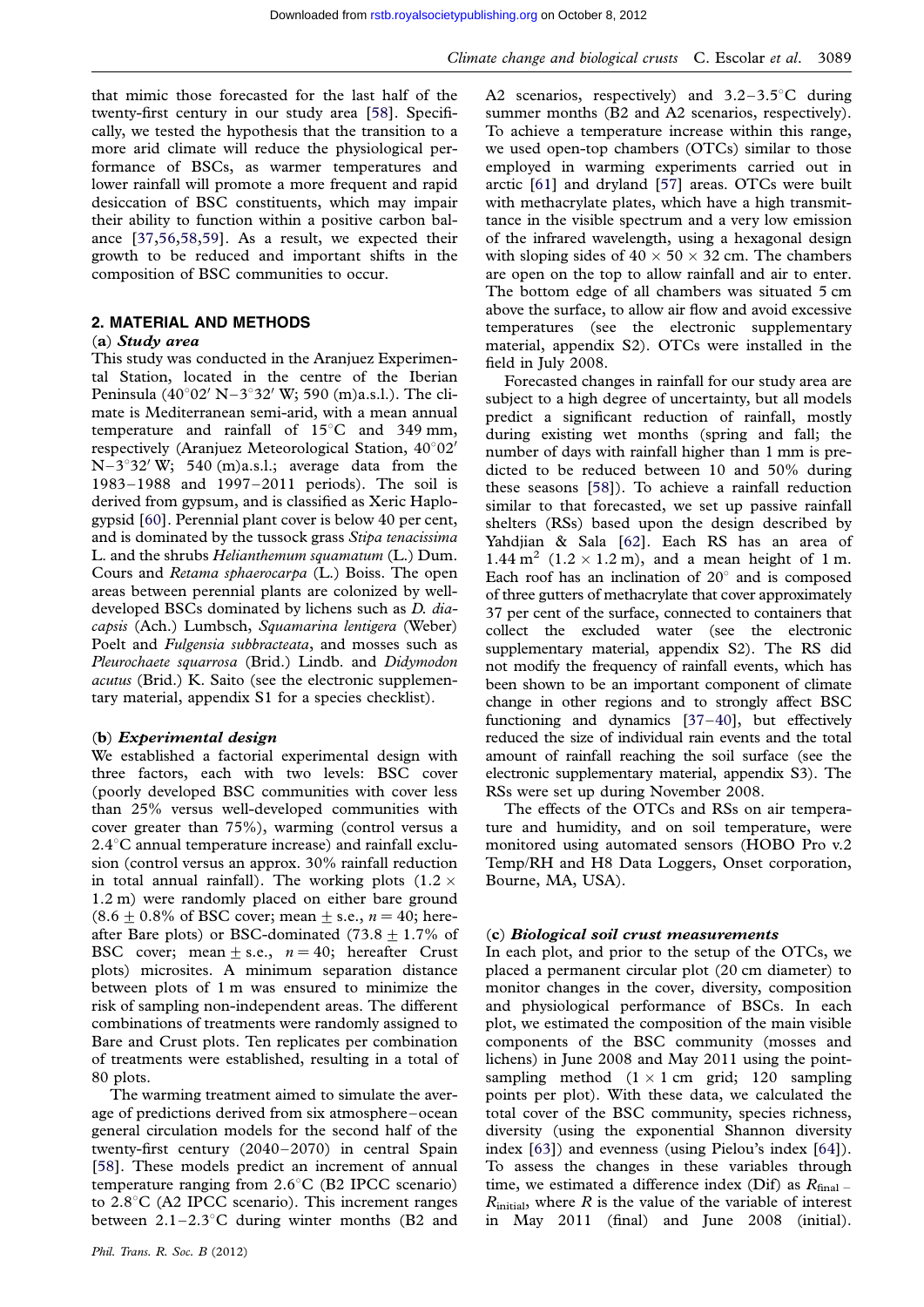that mimic those forecasted for the last half of the twenty-first century in our study area [58]. Specifically, we tested the hypothesis that the transition to a more arid climate will reduce the physiological performance of BSCs, as warmer temperatures and lower rainfall will promote a more frequent and rapid desiccation of BSC constituents, which may impair their ability to function within a positive carbon balance [37,56,58,59]. As a result, we expected their growth to be reduced and important shifts in the composition of BSC communities to occur.

## 2. MATERIAL AND METHODS

### (a) *Study area*

This study was conducted in the Aranjuez Experimental Station, located in the centre of the Iberian Peninsula (40°02′ N–3°32′ W; 590 (m)a.s.l.). The climate is Mediterranean semi-arid, with a mean annual temperature and rainfall of 15°C and 349 mm, respectively (Aranjuez Meteorological Station, 40°02′ N–3°32′ W; 540 (m)a.s.l.; average data from the 1983–1988 and 1997–2011 periods). The soil is derived from gypsum, and is classified as Xeric Haplogypsid [60]. Perennial plant cover is below 40 per cent, and is dominated by the tussock grass *Stipa tenacissima* L. and the shrubs *Helianthemum squamatum* (L.) Dum. Cours and *Retama sphaerocarpa* (L.) Boiss. The open areas between perennial plants are colonized by well-developed BSCs dominated by lichens such as *D. diacapsis* (Ach.) Lumbsch, *Squamarina lentigera* (Weber) Poelt and *Fulgensia subbracteata*, and mosses such as *Pleurochaete squarrosa* (Brid.) Lindb. and *Didymodon acutus* (Brid.) K. Saito (see the electronic supplementary material, appendix S1 for a species checklist).

### (b) *Experimental design*

We established a factorial experimental design with three factors, each with two levels: BSC cover (poorly developed BSC communities with cover less than 25% versus well-developed communities with cover greater than 75%), warming (control versus a 2.4°C annual temperature increase) and rainfall exclusion (control versus an approx. 30% rainfall reduction in total annual rainfall). The working plots (1.2 × 1.2 m) were randomly placed on either bare ground (8.6 ± 0.8% of BSC cover; mean ± s.e., $n = 40$; hereafter Bare plots) or BSC-dominated (73.8 ± 1.7% of BSC cover; mean ± s.e., $n = 40$; hereafter Crust plots) microsites. A minimum separation distance between plots of 1 m was ensured to minimize the risk of sampling non-independent areas. The different combinations of treatments were randomly assigned to Bare and Crust plots. Ten replicates per combination of treatments were established, resulting in a total of 80 plots.

The warming treatment aimed to simulate the average of predictions derived from six atmosphere–ocean general circulation models for the second half of the twenty-first century (2040–2070) in central Spain [58]. These models predict an increment of annual temperature ranging from 2.6°C (B2 IPCC scenario) to 2.8°C (A2 IPCC scenario). This increment ranges between 2.1–2.3°C during winter months (B2 and A2 scenarios, respectively) and 3.2–3.5°C during summer months (B2 and A2 scenarios, respectively). To achieve a temperature increase within this range, we used open-top chambers (OTCs) similar to those employed in warming experiments carried out in arctic [61] and dryland [57] areas. OTCs were built with methacrylate plates, which have a high transmittance in the visible spectrum and a very low emission of the infrared wavelength, using a hexagonal design with sloping sides of 40 × 50 × 32 cm. The chambers are open on the top to allow rainfall and air to enter. The bottom edge of all chambers was situated 5 cm above the surface, to allow air flow and avoid excessive temperatures (see the electronic supplementary material, appendix S2). OTCs were installed in the field in July 2008.

Forecasted changes in rainfall for our study area are subject to a high degree of uncertainty, but all models predict a significant reduction of rainfall, mostly during existing wet months (spring and fall; the number of days with rainfall higher than 1 mm is predicted to be reduced between 10 and 50% during these seasons [58]). To achieve a rainfall reduction similar to that forecasted, we set up passive rainfall shelters (RSs) based upon the design described by Yahdjian & Sala [62]. Each RS has an area of 1.44 $m^2$ (1.2 × 1.2 m), and a mean height of 1 m. Each roof has an inclination of 20° and is composed of three gutters of methacrylate that cover approximately 37 per cent of the surface, connected to containers that collect the excluded water (see the electronic supplementary material, appendix S2). The RS did not modify the frequency of rainfall events, which has been shown to be an important component of climate change in other regions and to strongly affect BSC functioning and dynamics [37–40], but effectively reduced the size of individual rain events and the total amount of rainfall reaching the soil surface (see the electronic supplementary material, appendix S3). The RSs were set up during November 2008.

The effects of the OTCs and RSs on air temperature and humidity, and on soil temperature, were monitored using automated sensors (HOBO Pro v.2 Temp/RH and H8 Data Loggers, Onset corporation, Bourne, MA, USA).

### (c) *Biological soil crust measurements*

In each plot, and prior to the setup of the OTCs, we placed a permanent circular plot (20 cm diameter) to monitor changes in the cover, diversity, composition and physiological performance of BSCs. In each plot, we estimated the composition of the main visible components of the BSC community (mosses and lichens) in June 2008 and May 2011 using the point-sampling method (1 × 1 cm grid; 120 sampling points per plot). With these data, we calculated the total cover of the BSC community, species richness, diversity (using the exponential Shannon diversity index [63]) and evenness (using Pielou's index [64]). To assess the changes in these variables through time, we estimated a difference index (Dif) as $R_{\text{final}} - R_{\text{initial}}$, where $R$ is the value of the variable of interest in May 2011 (final) and June 2008 (initial).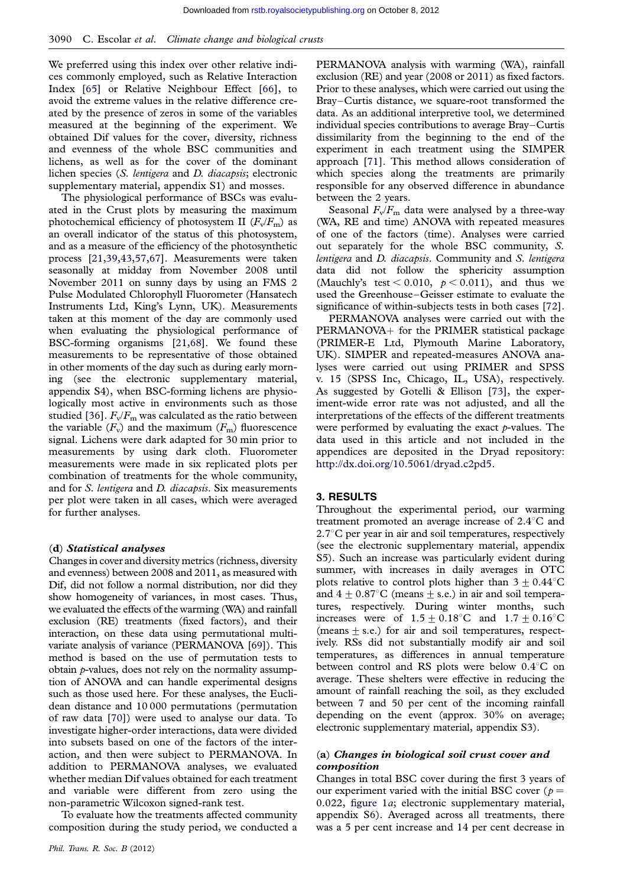We preferred using this index over other relative indices commonly employed, such as Relative Interaction Index [65] or Relative Neighbour Effect [66], to avoid the extreme values in the relative difference created by the presence of zeros in some of the variables measured at the beginning of the experiment. We obtained Dif values for the cover, diversity, richness and evenness of the whole BSC communities and lichens, as well as for the cover of the dominant lichen species (*S. lentigera* and *D. diacapsis*; electronic supplementary material, appendix S1) and mosses.

The physiological performance of BSCs was evaluated in the Crust plots by measuring the maximum photochemical efficiency of photosystem II ($F_v/F_m$) as an overall indicator of the status of this photosystem, and as a measure of the efficiency of the photosynthetic process [21,39,43,57,67]. Measurements were taken seasonally at midday from November 2008 until November 2011 on sunny days by using an FMS 2 Pulse Modulated Chlorophyll Fluorometer (Hansatech Instruments Ltd, King's Lynn, UK). Measurements taken at this moment of the day are commonly used when evaluating the physiological performance of BSC-forming organisms [21,68]. We found these measurements to be representative of those obtained in other moments of the day such as during early morning (see the electronic supplementary material, appendix S4), when BSC-forming lichens are physiologically most active in environments such as those studied [36]. $F_v/F_m$ was calculated as the ratio between the variable ($F_v$) and the maximum ($F_m$) fluorescence signal. Lichens were dark adapted for 30 min prior to measurements by using dark cloth. Fluorometer measurements were made in six replicated plots per combination of treatments for the whole community, and for *S. lentigera* and *D. diacapsis*. Six measurements per plot were taken in all cases, which were averaged for further analyses.

### (d) *Statistical analyses*

Changes in cover and diversity metrics (richness, diversity and evenness) between 2008 and 2011, as measured with Dif, did not follow a normal distribution, nor did they show homogeneity of variances, in most cases. Thus, we evaluated the effects of the warming (WA) and rainfall exclusion (RE) treatments (fixed factors), and their interaction, on these data using permutational multivariate analysis of variance (PERMANOVA [69]). This method is based on the use of permutation tests to obtain $p$-values, does not rely on the normality assumption of ANOVA and can handle experimental designs such as those used here. For these analyses, the Euclidean distance and 10 000 permutations (permutation of raw data [70]) were used to analyse our data. To investigate higher-order interactions, data were divided into subsets based on one of the factors of the interaction, and then were subject to PERMANOVA. In addition to PERMANOVA analyses, we evaluated whether median Dif values obtained for each treatment and variable were different from zero using the non-parametric Wilcoxon signed-rank test.

To evaluate how the treatments affected community composition during the study period, we conducted a PERMANOVA analysis with warming (WA), rainfall exclusion (RE) and year (2008 or 2011) as fixed factors. Prior to these analyses, which were carried out using the Bray–Curtis distance, we square-root transformed the data. As an additional interpretive tool, we determined individual species contributions to average Bray–Curtis dissimilarity from the beginning to the end of the experiment in each treatment using the SIMPER approach [71]. This method allows consideration of which species along the treatments are primarily responsible for any observed difference in abundance between the 2 years.

Seasonal $F_v/F_m$ data were analysed by a three-way (WA, RE and time) ANOVA with repeated measures of one of the factors (time). Analyses were carried out separately for the whole BSC community, *S. lentigera* and *D. diacapsis*. Community and *S. lentigera* data did not follow the sphericity assumption (Mauchly's test $< 0.010$, $p < 0.011$), and thus we used the Greenhouse–Geisser estimate to evaluate the significance of within-subjects tests in both cases [72].

PERMANOVA analyses were carried out with the PERMANOVA+ for the PRIMER statistical package (PRIMER-E Ltd, Plymouth Marine Laboratory, UK). SIMPER and repeated-measures ANOVA analyses were carried out using PRIMER and SPSS v. 15 (SPSS Inc, Chicago, IL, USA), respectively. As suggested by Gotelli & Ellison [73], the experiment-wide error rate was not adjusted, and all the interpretations of the effects of the different treatments were performed by evaluating the exact $p$-values. The data used in this article and not included in the appendices are deposited in the Dryad repository: http://dx.doi.org/10.5061/dryad.c2pd5.

## 3. RESULTS

Throughout the experimental period, our warming treatment promoted an average increase of 2.4°C and 2.7°C per year in air and soil temperatures, respectively (see the electronic supplementary material, appendix S5). Such an increase was particularly evident during summer, with increases in daily averages in OTC plots relative to control plots higher than $3 \pm 0.44$°C and $4 \pm 0.87$°C (means ± s.e.) in air and soil temperatures, respectively. During winter months, such increases were of $1.5 \pm 0.18$°C and $1.7 \pm 0.16$°C (means ± s.e.) for air and soil temperatures, respectively. RSs did not substantially modify air and soil temperatures, as differences in annual temperature between control and RS plots were below 0.4°C on average. These shelters were effective in reducing the amount of rainfall reaching the soil, as they excluded between 7 and 50 per cent of the incoming rainfall depending on the event (approx. 30% on average; electronic supplementary material, appendix S3).

### (a) *Changes in biological soil crust cover and composition*

Changes in total BSC cover during the first 3 years of our experiment varied with the initial BSC cover ($p = 0.022$, figure 1*a*; electronic supplementary material, appendix S6). Averaged across all treatments, there was a 5 per cent increase and 14 per cent decrease in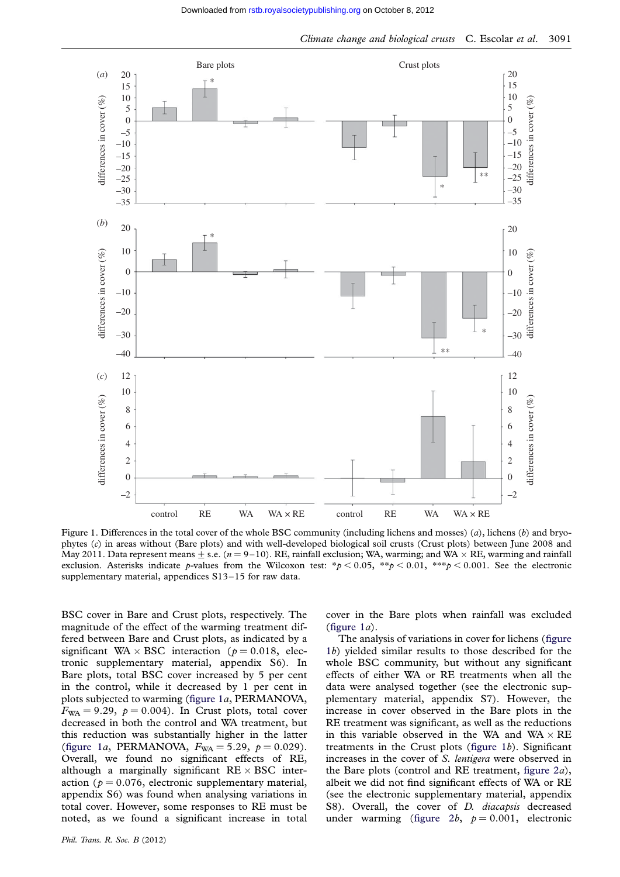Figure 1. Differences in the total cover of the whole BSC community (including lichens and mosses) (*a*), lichens (*b*) and bryophytes (*c*) in areas without (Bare plots) and with well-developed biological soil crusts (Crust plots) between June 2008 and May 2011. Data represent means ± s.e. ($n = 9$–$10$). RE, rainfall exclusion; WA, warming; and WA × RE, warming and rainfall exclusion. Asterisks indicate *p*-values from the Wilcoxon test: *$p < 0.05$, **$p < 0.01$, ***$p < 0.001$. See the electronic supplementary material, appendices S13–15 for raw data.

BSC cover in Bare and Crust plots, respectively. The magnitude of the effect of the warming treatment differed between Bare and Crust plots, as indicated by a significant WA × BSC interaction ($p = 0.018$, electronic supplementary material, appendix S6). In Bare plots, total BSC cover increased by 5 per cent in the control, while it decreased by 1 per cent in plots subjected to warming (figure 1*a*, PERMANOVA, $F_{WA} = 9.29$, $p = 0.004$). In Crust plots, total cover decreased in both the control and WA treatment, but this reduction was substantially higher in the latter (figure 1*a*, PERMANOVA, $F_{WA} = 5.29$, $p = 0.029$). Overall, we found no significant effects of RE, although a marginally significant RE × BSC interaction ($p = 0.076$, electronic supplementary material, appendix S6) was found when analysing variations in total cover. However, some responses to RE must be noted, as we found a significant increase in total cover in the Bare plots when rainfall was excluded (figure 1*a*).

The analysis of variations in cover for lichens (figure 1*b*) yielded similar results to those described for the whole BSC community, but without any significant effects of either WA or RE treatments when all the data were analysed together (see the electronic supplementary material, appendix S7). However, the increase in cover observed in the Bare plots in the RE treatment was significant, as well as the reductions in this variable observed in the WA and WA × RE treatments in the Crust plots (figure 1*b*). Significant increases in the cover of *S. lentigera* were observed in the Bare plots (control and RE treatment, figure 2*a*), albeit we did not find significant effects of WA or RE (see the electronic supplementary material, appendix S8). Overall, the cover of *D. diacapsis* decreased under warming (figure 2*b*, $p = 0.001$, electronic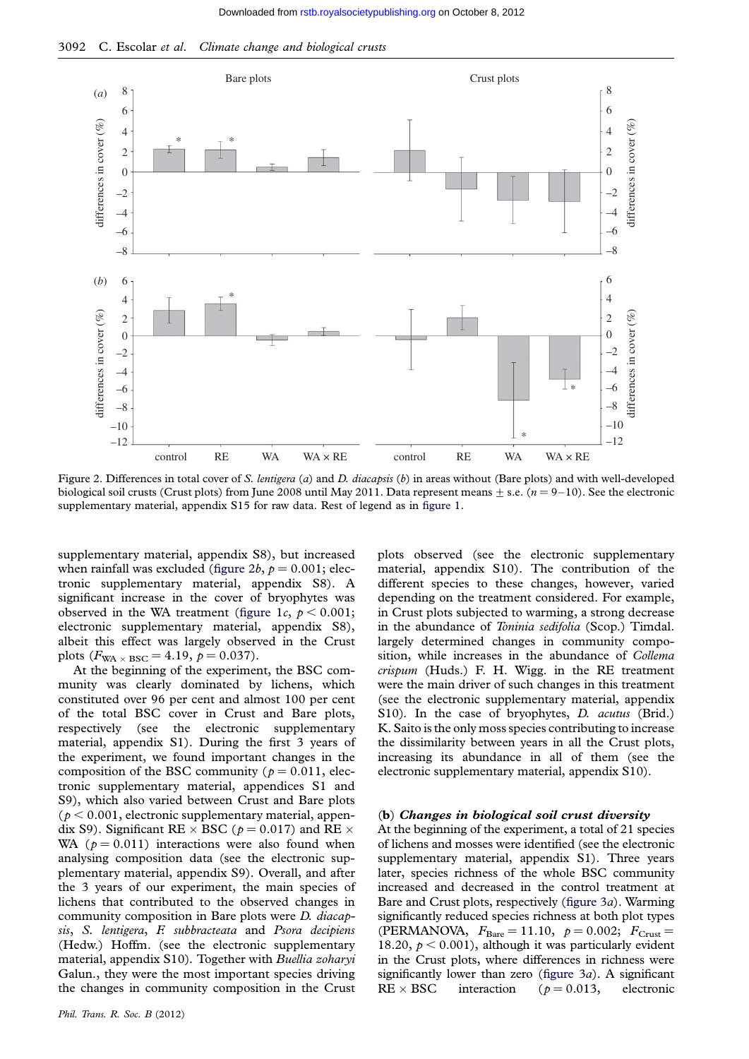Figure 2. Differences in total cover of *S. lentigera* (*a*) and *D. diacapsis* (*b*) in areas without (Bare plots) and with well-developed biological soil crusts (Crust plots) from June 2008 until May 2011. Data represent means ± s.e. ($n = 9$–$10$). See the electronic supplementary material, appendix S15 for raw data. Rest of legend as in figure 1.

supplementary material, appendix S8), but increased when rainfall was excluded (figure 2*b*, $p = 0.001$; electronic supplementary material, appendix S8). A significant increase in the cover of bryophytes was observed in the WA treatment (figure 1*c*, $p < 0.001$; electronic supplementary material, appendix S8), albeit this effect was largely observed in the Crust plots ($F_{WA \times BSC} = 4.19$, $p = 0.037$).

At the beginning of the experiment, the BSC community was clearly dominated by lichens, which constituted over 96 per cent and almost 100 per cent of the total BSC cover in Crust and Bare plots, respectively (see the electronic supplementary material, appendix S1). During the first 3 years of the experiment, we found important changes in the composition of the BSC community ($p = 0.011$, electronic supplementary material, appendices S1 and S9), which also varied between Crust and Bare plots ($p < 0.001$, electronic supplementary material, appendix S9). Significant RE × BSC ($p = 0.017$) and RE × WA ($p = 0.011$) interactions were also found when analysing composition data (see the electronic supplementary material, appendix S9). Overall, and after the 3 years of our experiment, the main species of lichens that contributed to the observed changes in community composition in Bare plots were *D. diacapsis*, *S. lentigera*, *F. subbracteata* and *Psora decipiens* (Hedw.) Hoffm. (see the electronic supplementary material, appendix S10). Together with *Buellia zoharyi* Galun., they were the most important species driving the changes in community composition in the Crust plots observed (see the electronic supplementary material, appendix S10). The contribution of the different species to these changes, however, varied depending on the treatment considered. For example, in Crust plots subjected to warming, a strong decrease in the abundance of *Toninia sedifolia* (Scop.) Timdal. largely determined changes in community composition, while increases in the abundance of *Collema crispum* (Huds.) F. H. Wigg. in the RE treatment were the main driver of such changes in this treatment (see the electronic supplementary material, appendix S10). In the case of bryophytes, *D. acutus* (Brid.) K. Saito is the only moss species contributing to increase the dissimilarity between years in all the Crust plots, increasing its abundance in all of them (see the electronic supplementary material, appendix S10).

### (b) *Changes in biological soil crust diversity*

At the beginning of the experiment, a total of 21 species of lichens and mosses were identified (see the electronic supplementary material, appendix S1). Three years later, species richness of the whole BSC community increased and decreased in the control treatment at Bare and Crust plots, respectively (figure 3*a*). Warming significantly reduced species richness at both plot types (PERMANOVA, $F_{Bare} = 11.10$, $p = 0.002$; $F_{Crust} = 18.20$, $p < 0.001$), although it was particularly evident in the Crust plots, where differences in richness were significantly lower than zero (figure 3*a*). A significant RE × BSC interaction ($p = 0.013$, electronic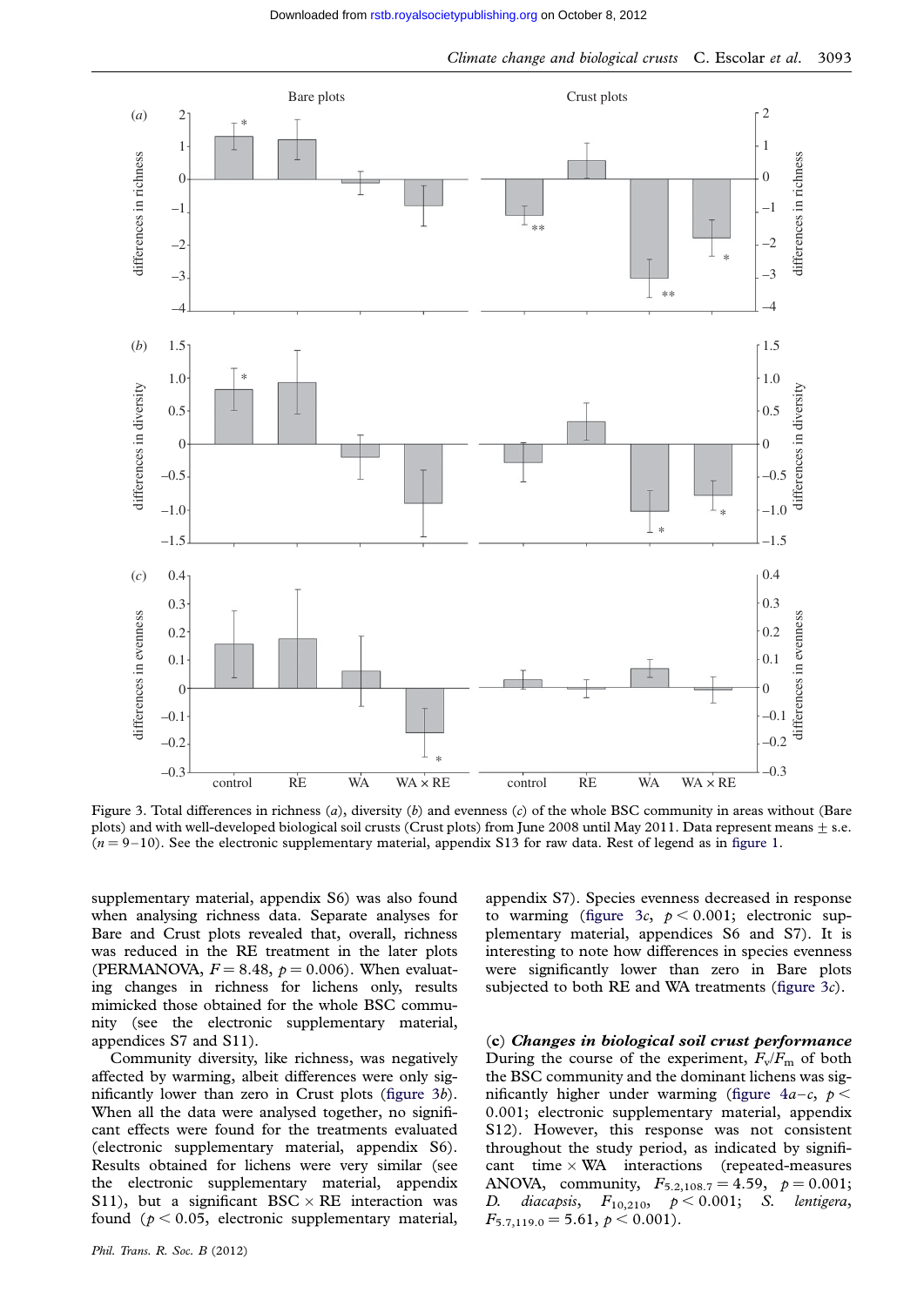Figure 3. Total differences in richness (*a*), diversity (*b*) and evenness (*c*) of the whole BSC community in areas without (Bare plots) and with well-developed biological soil crusts (Crust plots) from June 2008 until May 2011. Data represent means ± s.e. ($n = 9$–$10$). See the electronic supplementary material, appendix S13 for raw data. Rest of legend as in figure 1.

supplementary material, appendix S6) was also found when analysing richness data. Separate analyses for Bare and Crust plots revealed that, overall, richness was reduced in the RE treatment in the later plots (PERMANOVA, $F = 8.48$, $p = 0.006$). When evaluating changes in richness for lichens only, results mimicked those obtained for the whole BSC community (see the electronic supplementary material, appendices S7 and S11).

Community diversity, like richness, was negatively affected by warming, albeit differences were only significantly lower than zero in Crust plots (figure 3*b*). When all the data were analysed together, no significant effects were found for the treatments evaluated (electronic supplementary material, appendix S6). Results obtained for lichens were very similar (see the electronic supplementary material, appendix S11), but a significant BSC × RE interaction was found ($p < 0.05$, electronic supplementary material, appendix S7). Species evenness decreased in response to warming (figure 3*c*, $p < 0.001$; electronic supplementary material, appendices S6 and S7). It is interesting to note how differences in species evenness were significantly lower than zero in Bare plots subjected to both RE and WA treatments (figure 3*c*).

### (c) *Changes in biological soil crust performance*

During the course of the experiment, $F_v/F_m$ of both the BSC community and the dominant lichens was significantly higher under warming (figure 4*a*–*c*, $p < 0.001$; electronic supplementary material, appendix S12). However, this response was not consistent throughout the study period, as indicated by significant time × WA interactions (repeated-measures ANOVA, community, $F_{5.2,108.7} = 4.59$, $p = 0.001$; *D. diacapsis*, $F_{10,210}$, $p < 0.001$; *S. lentigera*, $F_{5.7,119.0} = 5.61$, $p < 0.001$).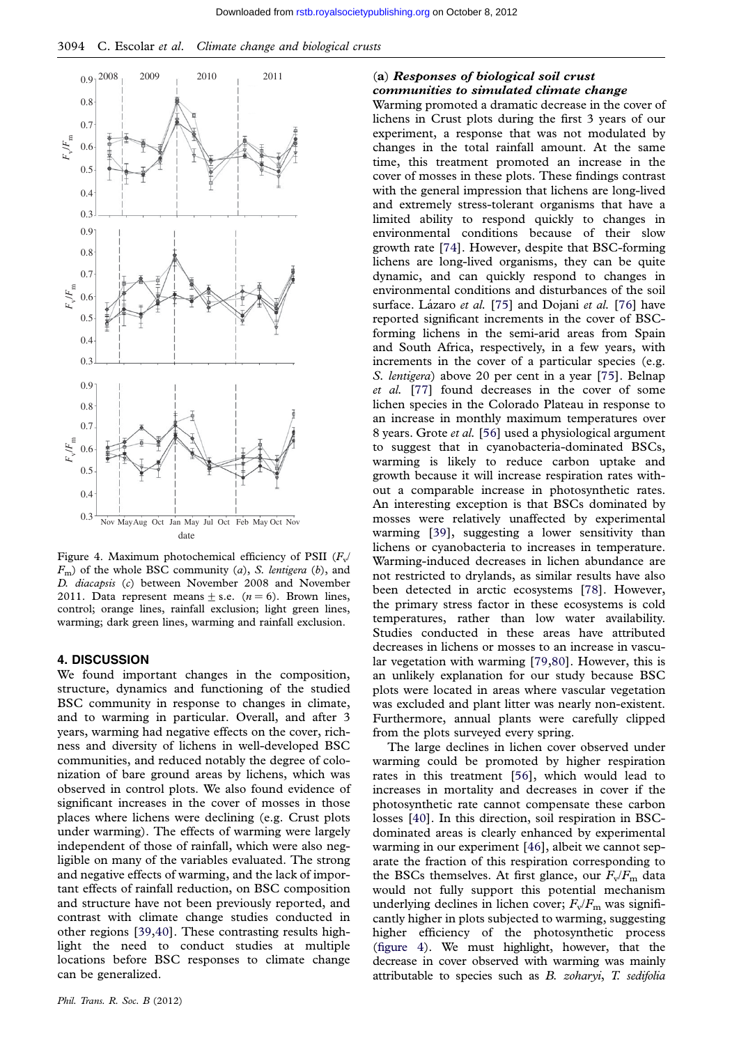Figure 4. Maximum photochemical efficiency of PSII ($F_v/F_m$) of the whole BSC community (*a*), *S. lentigera* (*b*), and *D. diacapsis* (*c*) between November 2008 and November 2011. Data represent means ± s.e. ($n = 6$). Brown lines, control; orange lines, rainfall exclusion; light green lines, warming; dark green lines, warming and rainfall exclusion.

## 4. DISCUSSION

We found important changes in the composition, structure, dynamics and functioning of the studied BSC community in response to changes in climate, and to warming in particular. Overall, and after 3 years, warming had negative effects on the cover, richness and diversity of lichens in well-developed BSC communities, and reduced notably the degree of colonization of bare ground areas by lichens, which was observed in control plots. We also found evidence of significant increases in the cover of mosses in those places where lichens were declining (e.g. Crust plots under warming). The effects of warming were largely independent of those of rainfall, which were also negligible on many of the variables evaluated. The strong and negative effects of warming, and the lack of important effects of rainfall reduction, on BSC composition and structure have not been previously reported, and contrast with climate change studies conducted in other regions [39,40]. These contrasting results highlight the need to conduct studies at multiple locations before BSC responses to climate change can be generalized.

### (a) *Responses of biological soil crust communities to simulated climate change*

Warming promoted a dramatic decrease in the cover of lichens in Crust plots during the first 3 years of our experiment, a response that was not modulated by changes in the total rainfall amount. At the same time, this treatment promoted an increase in the cover of mosses in these plots. These findings contrast with the general impression that lichens are long-lived and extremely stress-tolerant organisms that have a limited ability to respond quickly to changes in environmental conditions because of their slow growth rate [74]. However, despite that BSC-forming lichens are long-lived organisms, they can be quite dynamic, and can quickly respond to changes in environmental conditions and disturbances of the soil surface. Lázaro *et al.* [75] and Dojani *et al.* [76] have reported significant increments in the cover of BSC-forming lichens in the semi-arid areas from Spain and South Africa, respectively, in a few years, with increments in the cover of a particular species (e.g. *S. lentigera*) above 20 per cent in a year [75]. Belnap *et al.* [77] found decreases in the cover of some lichen species in the Colorado Plateau in response to an increase in monthly maximum temperatures over 8 years. Grote *et al.* [56] used a physiological argument to suggest that in cyanobacteria-dominated BSCs, warming is likely to reduce carbon uptake and growth because it will increase respiration rates without a comparable increase in photosynthetic rates. An interesting exception is that BSCs dominated by mosses were relatively unaffected by experimental warming [39], suggesting a lower sensitivity than lichens or cyanobacteria to increases in temperature. Warming-induced decreases in lichen abundance are not restricted to drylands, as similar results have also been detected in arctic ecosystems [78]. However, the primary stress factor in these ecosystems is cold temperatures, rather than low water availability. Studies conducted in these areas have attributed decreases in lichens or mosses to an increase in vascular vegetation with warming [79,80]. However, this is an unlikely explanation for our study because BSC plots were located in areas where vascular vegetation was excluded and plant litter was nearly non-existent. Furthermore, annual plants were carefully clipped from the plots surveyed every spring.

The large declines in lichen cover observed under warming could be promoted by higher respiration rates in this treatment [56], which would lead to increases in mortality and decreases in cover if the photosynthetic rate cannot compensate these carbon losses [40]. In this direction, soil respiration in BSC-dominated areas is clearly enhanced by experimental warming in our experiment [46], albeit we cannot separate the fraction of this respiration corresponding to the BSCs themselves. At first glance, our $F_v/F_m$ data would not fully support this potential mechanism underlying declines in lichen cover; $F_v/F_m$ was significantly higher in plots subjected to warming, suggesting higher efficiency of the photosynthetic process (figure 4). We must highlight, however, that the decrease in cover observed with warming was mainly attributable to species such as *B. zoharyi*, *T. sedifolia*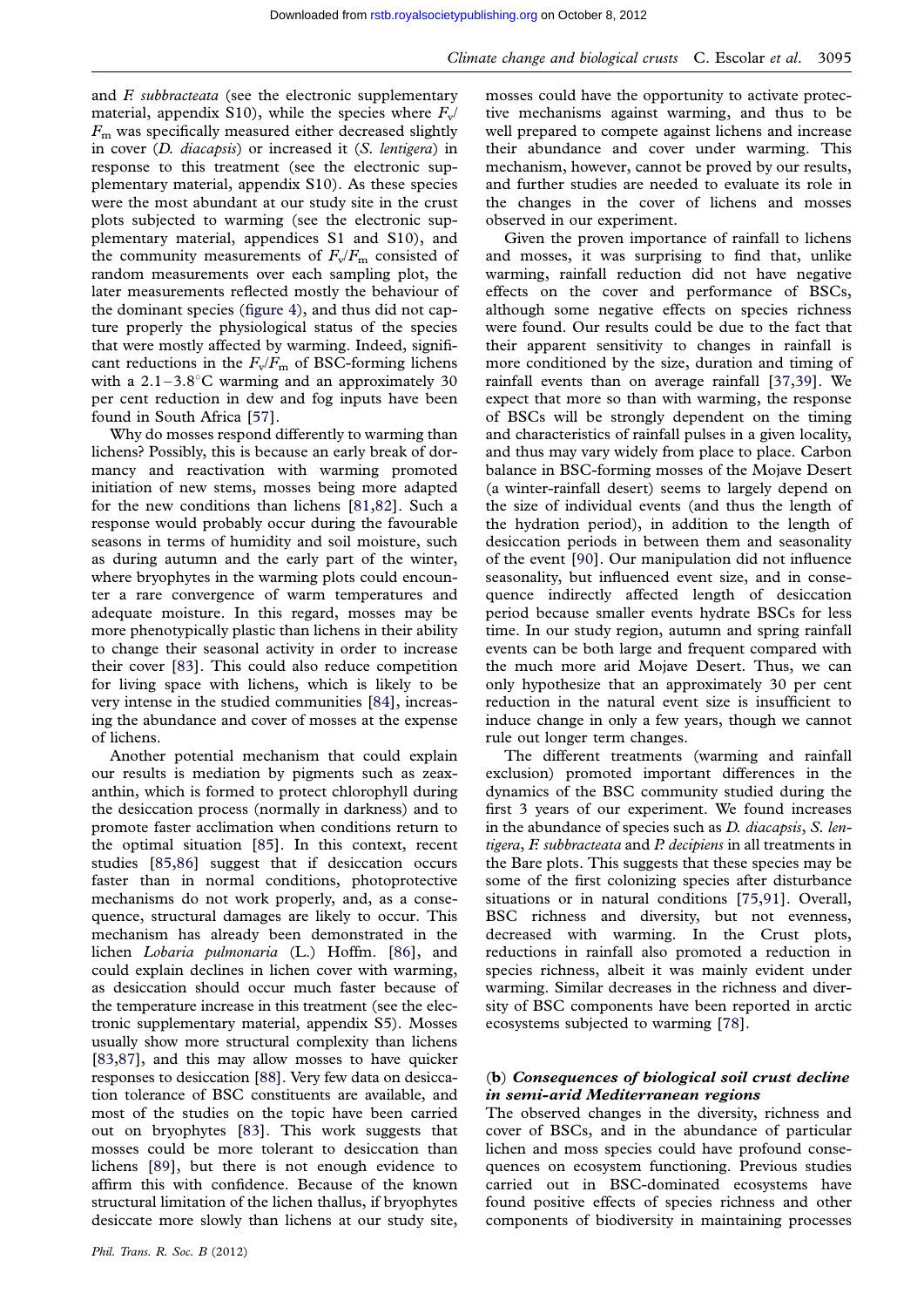and *F. subbracteata* (see the electronic supplementary material, appendix S10), while the species where $F_v/F_m$ was specifically measured either decreased slightly in cover (*D. diacapsis*) or increased it (*S. lentigera*) in response to this treatment (see the electronic supplementary material, appendix S10). As these species were the most abundant at our study site in the crust plots subjected to warming (see the electronic supplementary material, appendices S1 and S10), and the community measurements of $F_v/F_m$ consisted of random measurements over each sampling plot, the later measurements reflected mostly the behaviour of the dominant species (figure 4), and thus did not capture properly the physiological status of the species that were mostly affected by warming. Indeed, significant reductions in the $F_v/F_m$ of BSC-forming lichens with a 2.1–3.8°C warming and an approximately 30 per cent reduction in dew and fog inputs have been found in South Africa [57].

Why do mosses respond differently to warming than lichens? Possibly, this is because an early break of dormancy and reactivation with warming promoted initiation of new stems, mosses being more adapted for the new conditions than lichens [81,82]. Such a response would probably occur during the favourable seasons in terms of humidity and soil moisture, such as during autumn and the early part of the winter, where bryophytes in the warming plots could encounter a rare convergence of warm temperatures and adequate moisture. In this regard, mosses may be more phenotypically plastic than lichens in their ability to change their seasonal activity in order to increase their cover [83]. This could also reduce competition for living space with lichens, which is likely to be very intense in the studied communities [84], increasing the abundance and cover of mosses at the expense of lichens.

Another potential mechanism that could explain our results is mediation by pigments such as zeaxanthin, which is formed to protect chlorophyll during the desiccation process (normally in darkness) and to promote faster acclimation when conditions return to the optimal situation [85]. In this context, recent studies [85,86] suggest that if desiccation occurs faster than in normal conditions, photoprotective mechanisms do not work properly, and, as a consequence, structural damages are likely to occur. This mechanism has already been demonstrated in the lichen *Lobaria pulmonaria* (L.) Hoffm. [86], and could explain declines in lichen cover with warming, as desiccation should occur much faster because of the temperature increase in this treatment (see the electronic supplementary material, appendix S5). Mosses usually show more structural complexity than lichens [83,87], and this may allow mosses to have quicker responses to desiccation [88]. Very few data on desiccation tolerance of BSC constituents are available, and most of the studies on the topic have been carried out on bryophytes [83]. This work suggests that mosses could be more tolerant to desiccation than lichens [89], but there is not enough evidence to affirm this with confidence. Because of the known structural limitation of the lichen thallus, if bryophytes desiccate more slowly than lichens at our study site, mosses could have the opportunity to activate protective mechanisms against warming, and thus to be well prepared to compete against lichens and increase their abundance and cover under warming. This mechanism, however, cannot be proved by our results, and further studies are needed to evaluate its role in the changes in the cover of lichens and mosses observed in our experiment.

Given the proven importance of rainfall to lichens and mosses, it was surprising to find that, unlike warming, rainfall reduction did not have negative effects on the cover and performance of BSCs, although some negative effects on species richness were found. Our results could be due to the fact that their apparent sensitivity to changes in rainfall is more conditioned by the size, duration and timing of rainfall events than on average rainfall [37,39]. We expect that more so than with warming, the response of BSCs will be strongly dependent on the timing and characteristics of rainfall pulses in a given locality, and thus may vary widely from place to place. Carbon balance in BSC-forming mosses of the Mojave Desert (a winter-rainfall desert) seems to largely depend on the size of individual events (and thus the length of the hydration period), in addition to the length of desiccation periods in between them and seasonality of the event [90]. Our manipulation did not influence seasonality, but influenced event size, and in consequence indirectly affected length of desiccation period because smaller events hydrate BSCs for less time. In our study region, autumn and spring rainfall events can be both large and frequent compared with the much more arid Mojave Desert. Thus, we can only hypothesize that an approximately 30 per cent reduction in the natural event size is insufficient to induce change in only a few years, though we cannot rule out longer term changes.

The different treatments (warming and rainfall exclusion) promoted important differences in the dynamics of the BSC community studied during the first 3 years of our experiment. We found increases in the abundance of species such as *D. diacapsis*, *S. lentigera*, *F. subbracteata* and *P. decipiens* in all treatments in the Bare plots. This suggests that these species may be some of the first colonizing species after disturbance situations or in natural conditions [75,91]. Overall, BSC richness and diversity, but not evenness, decreased with warming. In the Crust plots, reductions in rainfall also promoted a reduction in species richness, albeit it was mainly evident under warming. Similar decreases in the richness and diversity of BSC components have been reported in arctic ecosystems subjected to warming [78].

### (b) *Consequences of biological soil crust decline in semi-arid Mediterranean regions*

The observed changes in the diversity, richness and cover of BSCs, and in the abundance of particular lichen and moss species could have profound consequences on ecosystem functioning. Previous studies carried out in BSC-dominated ecosystems have found positive effects of species richness and other components of biodiversity in maintaining processes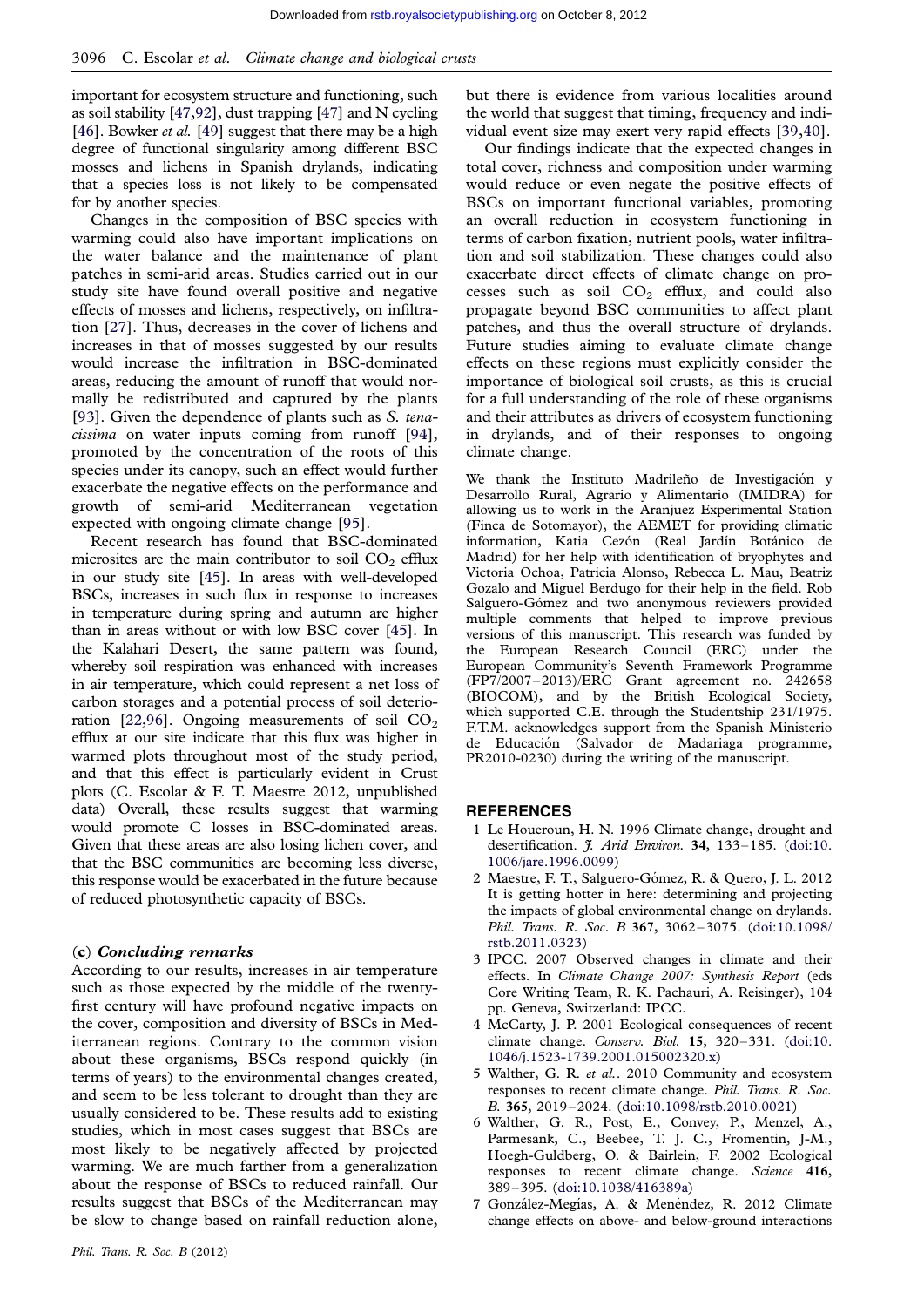important for ecosystem structure and functioning, such as soil stability [47,92], dust trapping [47] and N cycling [46]. Bowker *et al.* [49] suggest that there may be a high degree of functional singularity among different BSC mosses and lichens in Spanish drylands, indicating that a species loss is not likely to be compensated for by another species.

Changes in the composition of BSC species with warming could also have important implications on the water balance and the maintenance of plant patches in semi-arid areas. Studies carried out in our study site have found overall positive and negative effects of mosses and lichens, respectively, on infiltration [27]. Thus, decreases in the cover of lichens and increases in that of mosses suggested by our results would increase the infiltration in BSC-dominated areas, reducing the amount of runoff that would normally be redistributed and captured by the plants [93]. Given the dependence of plants such as *S. tenacissima* on water inputs coming from runoff [94], promoted by the concentration of the roots of this species under its canopy, such an effect would further exacerbate the negative effects on the performance and growth of semi-arid Mediterranean vegetation expected with ongoing climate change [95].

Recent research has found that BSC-dominated microsites are the main contributor to soil $CO_2$ efflux in our study site [45]. In areas with well-developed BSCs, increases in such flux in response to increases in temperature during spring and autumn are higher than in areas without or with low BSC cover [45]. In the Kalahari Desert, the same pattern was found, whereby soil respiration was enhanced with increases in air temperature, which could represent a net loss of carbon storages and a potential process of soil deterioration [22,96]. Ongoing measurements of soil $CO_2$ efflux at our site indicate that this flux was higher in warmed plots throughout most of the study period, and that this effect is particularly evident in Crust plots (C. Escolar & F. T. Maestre 2012, unpublished data) Overall, these results suggest that warming would promote C losses in BSC-dominated areas. Given that these areas are also losing lichen cover, and that the BSC communities are becoming less diverse, this response would be exacerbated in the future because of reduced photosynthetic capacity of BSCs.

### (c) *Concluding remarks*

According to our results, increases in air temperature such as those expected by the middle of the twenty-first century will have profound negative impacts on the cover, composition and diversity of BSCs in Mediterranean regions. Contrary to the common vision about these organisms, BSCs respond quickly (in terms of years) to the environmental changes created, and seem to be less tolerant to drought than they are usually considered to be. These results add to existing studies, which in most cases suggest that BSCs are most likely to be negatively affected by projected warming. We are much farther from a generalization about the response of BSCs to reduced rainfall. Our results suggest that BSCs of the Mediterranean may be slow to change based on rainfall reduction alone, but there is evidence from various localities around the world that suggest that timing, frequency and individual event size may exert very rapid effects [39,40].

Our findings indicate that the expected changes in total cover, richness and composition under warming would reduce or even negate the positive effects of BSCs on important functional variables, promoting an overall reduction in ecosystem functioning in terms of carbon fixation, nutrient pools, water infiltration and soil stabilization. These changes could also exacerbate direct effects of climate change on processes such as soil $CO_2$ efflux, and could also propagate beyond BSC communities to affect plant patches, and thus the overall structure of drylands. Future studies aiming to evaluate climate change effects on these regions must explicitly consider the importance of biological soil crusts, as this is crucial for a full understanding of the role of these organisms and their attributes as drivers of ecosystem functioning in drylands, and of their responses to ongoing climate change.

We thank the Instituto Madrileño de Investigación y Desarrollo Rural, Agrario y Alimentario (IMIDRA) for allowing us to work in the Aranjuez Experimental Station (Finca de Sotomayor), the AEMET for providing climatic information, Katia Cezón (Real Jardín Botánico de Madrid) for her help with identification of bryophytes and Victoria Ochoa, Patricia Alonso, Rebecca L. Mau, Beatriz Gozalo and Miguel Berdugo for their help in the field. Rob Salguero-Gómez and two anonymous reviewers provided multiple comments that helped to improve previous versions of this manuscript. This research was funded by the European Research Council (ERC) under the European Community's Seventh Framework Programme (FP7/2007–2013)/ERC Grant agreement no. 242658 (BIOCOM), and by the British Ecological Society, which supported C.E. through the Studentship 231/1975. F.T.M. acknowledges support from the Spanish Ministerio de Educación (Salvador de Madariaga programme, PR2010-0230) during the writing of the manuscript.

## REFERENCES

1 Le Houeroun, H. N. 1996 Climate change, drought and desertification. *J. Arid Environ.* **34**, 133–185. (doi:10.1006/jare.1996.0099)

2 Maestre, F. T., Salguero-Gómez, R. & Quero, J. L. 2012 It is getting hotter in here: determining and projecting the impacts of global environmental change on drylands. *Phil. Trans. R. Soc. B* **367**, 3062–3075. (doi:10.1098/rstb.2011.0323)

3 IPCC. 2007 Observed changes in climate and their effects. In *Climate Change 2007: Synthesis Report* (eds Core Writing Team, R. K. Pachauri, A. Reisinger), 104 pp. Geneva, Switzerland: IPCC.

4 McCarty, J. P. 2001 Ecological consequences of recent climate change. *Conserv. Biol.* **15**, 320–331. (doi:10.1046/j.1523-1739.2001.015002320.x)

5 Walther, G. R. *et al.*. 2010 Community and ecosystem responses to recent climate change. *Phil. Trans. R. Soc. B.* **365**, 2019–2024. (doi:10.1098/rstb.2010.0021)

6 Walther, G. R., Post, E., Convey, P., Menzel, A., Parmesank, C., Beebee, T. J. C., Fromentin, J-M., Hoegh-Guldberg, O. & Bairlein, F. 2002 Ecological responses to recent climate change. *Science* **416**, 389–395. (doi:10.1038/416389a)

7 González-Megías, A. & Menéndez, R. 2012 Climate change effects on above- and below-ground interactions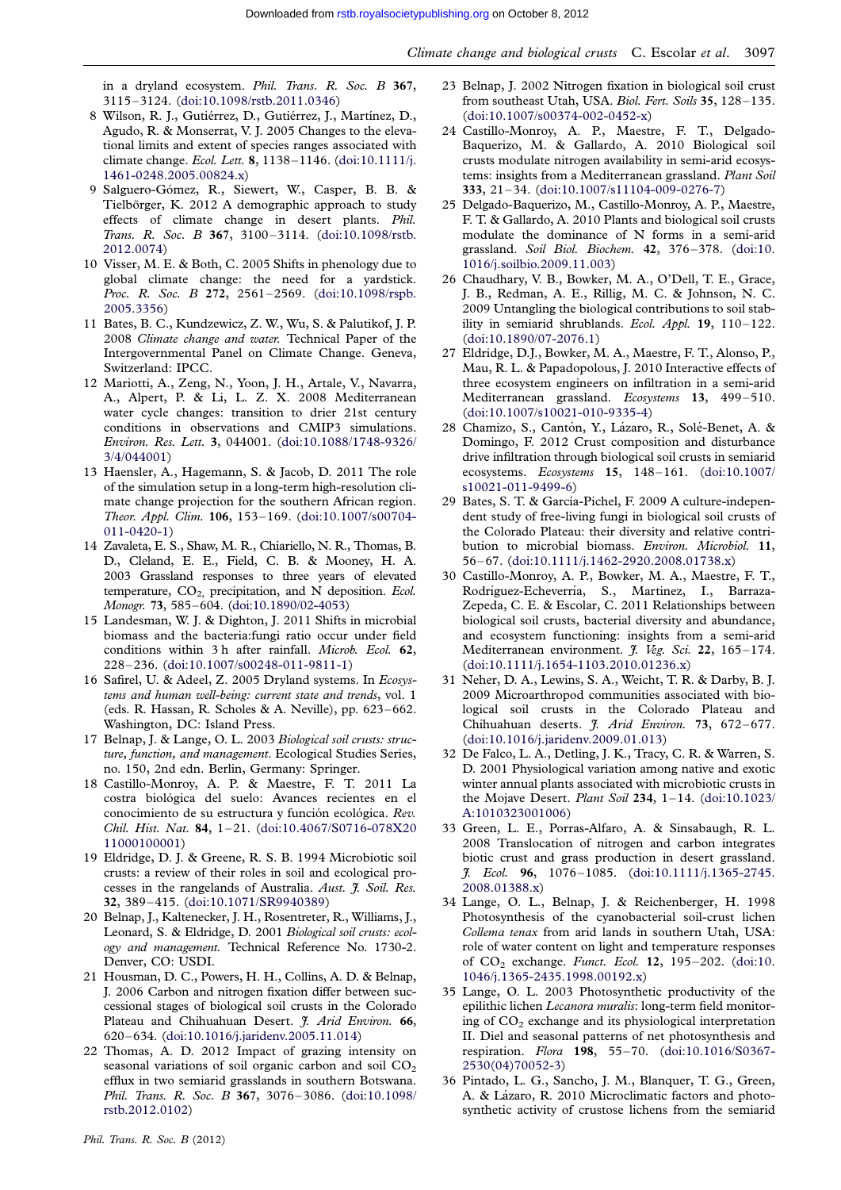in a dryland ecosystem. *Phil. Trans. R. Soc. B* **367**, 3115–3124. (doi:10.1098/rstb.2011.0346)

8 Wilson, R. J., Gutiérrez, D., Gutiérrez, J., Martínez, D., Agudo, R. & Monserrat, V. J. 2005 Changes to the elevational limits and extent of species ranges associated with climate change. *Ecol. Lett.* **8**, 1138–1146. (doi:10.1111/j.1461-0248.2005.00824.x)

9 Salguero-Gómez, R., Siewert, W., Casper, B. B. & Tielbörger, K. 2012 A demographic approach to study effects of climate change in desert plants. *Phil. Trans. R. Soc. B* **367**, 3100–3114. (doi:10.1098/rstb.2012.0074)

10 Visser, M. E. & Both, C. 2005 Shifts in phenology due to global climate change: the need for a yardstick. *Proc. R. Soc. B* **272**, 2561–2569. (doi:10.1098/rspb.2005.3356)

11 Bates, B. C., Kundzewicz, Z. W., Wu, S. & Palutikof, J. P. 2008 *Climate change and water.* Technical Paper of the Intergovernmental Panel on Climate Change. Geneva, Switzerland: IPCC.

12 Mariotti, A., Zeng, N., Yoon, J. H., Artale, V., Navarra, A., Alpert, P. & Li, L. Z. X. 2008 Mediterranean water cycle changes: transition to drier 21st century conditions in observations and CMIP3 simulations. *Environ. Res. Lett.* **3**, 044001. (doi:10.1088/1748-9326/3/4/044001)

13 Haensler, A., Hagemann, S. & Jacob, D. 2011 The role of the simulation setup in a long-term high-resolution climate change projection for the southern African region. *Theor. Appl. Clim.* **106**, 153–169. (doi:10.1007/s00704-011-0420-1)

14 Zavaleta, E. S., Shaw, M. R., Chiariello, N. R., Thomas, B. D., Cleland, E. E., Field, C. B. & Mooney, H. A. 2003 Grassland responses to three years of elevated temperature, $CO_2$, precipitation, and N deposition. *Ecol. Monogr.* **73**, 585–604. (doi:10.1890/02-4053)

15 Landesman, W. J. & Dighton, J. 2011 Shifts in microbial biomass and the bacteria:fungi ratio occur under field conditions within 3 h after rainfall. *Microb. Ecol.* **62**, 228–236. (doi:10.1007/s00248-011-9811-1)

16 Safirel, U. & Adeel, Z. 2005 Dryland systems. In *Ecosystems and human well-being: current state and trends*, vol. 1 (eds. R. Hassan, R. Scholes & A. Neville), pp. 623–662. Washington, DC: Island Press.

17 Belnap, J. & Lange, O. L. 2003 *Biological soil crusts: structure, function, and management*. Ecological Studies Series, no. 150, 2nd edn. Berlin, Germany: Springer.

18 Castillo-Monroy, A. P. & Maestre, F. T. 2011 La costra biológica del suelo: Avances recientes en el conocimiento de su estructura y función ecológica. *Rev. Chil. Hist. Nat.* **84**, 1–21. (doi:10.4067/S0716-078X2011000100001)

19 Eldridge, D. J. & Greene, R. S. B. 1994 Microbiotic soil crusts: a review of their roles in soil and ecological processes in the rangelands of Australia. *Aust. J. Soil. Res.* **32**, 389–415. (doi:10.1071/SR9940389)

20 Belnap, J., Kaltenecker, J. H., Rosentreter, R., Williams, J., Leonard, S. & Eldridge, D. 2001 *Biological soil crusts: ecology and management.* Technical Reference No. 1730-2. Denver, CO: USDI.

21 Housman, D. C., Powers, H. H., Collins, A. D. & Belnap, J. 2006 Carbon and nitrogen fixation differ between successional stages of biological soil crusts in the Colorado Plateau and Chihuahuan Desert. *J. Arid Environ.* **66**, 620–634. (doi:10.1016/j.jaridenv.2005.11.014)

22 Thomas, A. D. 2012 Impact of grazing intensity on seasonal variations of soil organic carbon and soil $CO_2$ efflux in two semiarid grasslands in southern Botswana. *Phil. Trans. R. Soc. B* **367**, 3076–3086. (doi:10.1098/rstb.2012.0102)

23 Belnap, J. 2002 Nitrogen fixation in biological soil crust from southeast Utah, USA. *Biol. Fert. Soils* **35**, 128–135. (doi:10.1007/s00374-002-0452-x)

24 Castillo-Monroy, A. P., Maestre, F. T., Delgado-Baquerizo, M. & Gallardo, A. 2010 Biological soil crusts modulate nitrogen availability in semi-arid ecosystems: insights from a Mediterranean grassland. *Plant Soil* **333**, 21–34. (doi:10.1007/s11104-009-0276-7)

25 Delgado-Baquerizo, M., Castillo-Monroy, A. P., Maestre, F. T. & Gallardo, A. 2010 Plants and biological soil crusts modulate the dominance of N forms in a semi-arid grassland. *Soil Biol. Biochem.* **42**, 376–378. (doi:10.1016/j.soilbio.2009.11.003)

26 Chaudhary, V. B., Bowker, M. A., O'Dell, T. E., Grace, J. B., Redman, A. E., Rillig, M. C. & Johnson, N. C. 2009 Untangling the biological contributions to soil stability in semiarid shrublands. *Ecol. Appl.* **19**, 110–122. (doi:10.1890/07-2076.1)

27 Eldridge, D.J., Bowker, M. A., Maestre, F. T., Alonso, P., Mau, R. L. & Papadopolous, J. 2010 Interactive effects of three ecosystem engineers on infiltration in a semi-arid Mediterranean grassland. *Ecosystems* **13**, 499–510. (doi:10.1007/s10021-010-9335-4)

28 Chamizo, S., Cantón, Y., Lázaro, R., Solé-Benet, A. & Domingo, F. 2012 Crust composition and disturbance drive infiltration through biological soil crusts in semiarid ecosystems. *Ecosystems* **15**, 148–161. (doi:10.1007/s10021-011-9499-6)

29 Bates, S. T. & García-Pichel, F. 2009 A culture-independent study of free-living fungi in biological soil crusts of the Colorado Plateau: their diversity and relative contribution to microbial biomass. *Environ. Microbiol.* **11**, 56–67. (doi:10.1111/j.1462-2920.2008.01738.x)

30 Castillo-Monroy, A. P., Bowker, M. A., Maestre, F. T., Rodríguez-Echeverría, S., Martinez, I., Barraza-Zepeda, C. E. & Escolar, C. 2011 Relationships between biological soil crusts, bacterial diversity and abundance, and ecosystem functioning: insights from a semi-arid Mediterranean environment. *J. Veg. Sci.* **22**, 165–174. (doi:10.1111/j.1654-1103.2010.01236.x)

31 Neher, D. A., Lewins, S. A., Weicht, T. R. & Darby, B. J. 2009 Microarthropod communities associated with biological soil crusts in the Colorado Plateau and Chihuahuan deserts. *J. Arid Environ.* **73**, 672–677. (doi:10.1016/j.jaridenv.2009.01.013)

32 De Falco, L. A., Detling, J. K., Tracy, C. R. & Warren, S. D. 2001 Physiological variation among native and exotic winter annual plants associated with microbiotic crusts in the Mojave Desert. *Plant Soil* **234**, 1–14. (doi:10.1023/A:1010323001006)

33 Green, L. E., Porras-Alfaro, A. & Sinsabaugh, R. L. 2008 Translocation of nitrogen and carbon integrates biotic crust and grass production in desert grassland. *J. Ecol.* **96**, 1076–1085. (doi:10.1111/j.1365-2745.2008.01388.x)

34 Lange, O. L., Belnap, J. & Reichenberger, H. 1998 Photosynthesis of the cyanobacterial soil-crust lichen *Collema tenax* from arid lands in southern Utah, USA: role of water content on light and temperature responses of $CO_2$ exchange. *Funct. Ecol.* **12**, 195–202. (doi:10.1046/j.1365-2435.1998.00192.x)

35 Lange, O. L. 2003 Photosynthetic productivity of the epilithic lichen *Lecanora muralis*: long-term field monitoring of $CO_2$ exchange and its physiological interpretation II. Diel and seasonal patterns of net photosynthesis and respiration. *Flora* **198**, 55–70. (doi:10.1016/S0367-2530(04)70052-3)

36 Pintado, L. G., Sancho, J. M., Blanquer, T. G., Green, A. & Lázaro, R. 2010 Microclimatic factors and photosynthetic activity of crustose lichens from the semiarid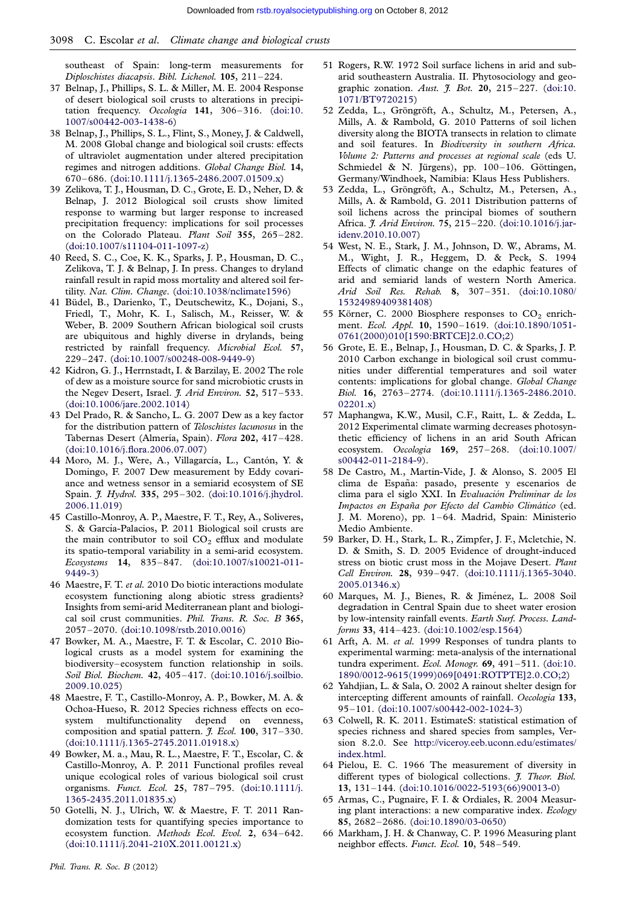southeast of Spain: long-term measurements for *Diploschistes diacapsis*. *Bibl. Lichenol.* **105**, 211–224.

37 Belnap, J., Phillips, S. L. & Miller, M. E. 2004 Response of desert biological soil crusts to alterations in precipitation frequency. *Oecologia* **141**, 306–316. (doi:10.1007/s00442-003-1438-6)

38 Belnap, J., Phillips, S. L., Flint, S., Money, J. & Caldwell, M. 2008 Global change and biological soil crusts: effects of ultraviolet augmentation under altered precipitation regimes and nitrogen additions. *Global Change Biol.* **14**, 670–686. (doi:10.1111/j.1365-2486.2007.01509.x)

39 Zelikova, T. J., Housman, D. C., Grote, E. D., Neher, D. & Belnap, J. 2012 Biological soil crusts show limited response to warming but larger response to increased precipitation frequency: implications for soil processes on the Colorado Plateau. *Plant Soil* **355**, 265–282. (doi:10.1007/s11104-011-1097-z)

40 Reed, S. C., Coe, K. K., Sparks, J. P., Housman, D. C., Zelikova, T. J. & Belnap, J. In press. Changes to dryland rainfall result in rapid moss mortality and altered soil fertility. *Nat. Clim. Change*. (doi:10.1038/nclimate1596)

41 Büdel, B., Darienko, T., Deutschewitz, K., Dojani, S., Friedl, T., Mohr, K. I., Salisch, M., Reisser, W. & Weber, B. 2009 Southern African biological soil crusts are ubiquitous and highly diverse in drylands, being restricted by rainfall frequency. *Microbial Ecol.* **57**, 229–247. (doi:10.1007/s00248-008-9449-9)

42 Kidron, G. J., Herrnstadt, I. & Barzilay, E. 2002 The role of dew as a moisture source for sand microbiotic crusts in the Negev Desert, Israel. *J. Arid Environ.* **52**, 517–533. (doi:10.1006/jare.2002.1014)

43 Del Prado, R. & Sancho, L. G. 2007 Dew as a key factor for the distribution pattern of *Teloschistes lacunosus* in the Tabernas Desert (Almería, Spain). *Flora* **202**, 417–428. (doi:10.1016/j.flora.2006.07.007)

44 Moro, M. J., Were, A., Villagarcía, L., Cantón, Y. & Domingo, F. 2007 Dew measurement by Eddy covariance and wetness sensor in a semiarid ecosystem of SE Spain. *J. Hydrol.* **335**, 295–302. (doi:10.1016/j.jhydrol.2006.11.019)

45 Castillo-Monroy, A. P., Maestre, F. T., Rey, A., Soliveres, S. & García-Palacios, P. 2011 Biological soil crusts are the main contributor to soil $CO_2$ efflux and modulate its spatio-temporal variability in a semi-arid ecosystem. *Ecosystems* **14**, 835–847. (doi:10.1007/s10021-011-9449-3)

46 Maestre, F. T. *et al.* 2010 Do biotic interactions modulate ecosystem functioning along abiotic stress gradients? Insights from semi-arid Mediterranean plant and biological soil crust communities. *Phil. Trans. R. Soc. B* **365**, 2057–2070. (doi:10.1098/rstb.2010.0016)

47 Bowker, M. A., Maestre, F. T. & Escolar, C. 2010 Biological crusts as a model system for examining the biodiversity–ecosystem function relationship in soils. *Soil Biol. Biochem.* **42**, 405–417. (doi:10.1016/j.soilbio.2009.10.025)

48 Maestre, F. T., Castillo-Monroy, A. P., Bowker, M. A. & Ochoa-Hueso, R. 2012 Species richness effects on ecosystem multifunctionality depend on evenness, composition and spatial pattern. *J. Ecol.* **100**, 317–330. (doi:10.1111/j.1365-2745.2011.01918.x)

49 Bowker, M. a., Mau, R. L., Maestre, F. T., Escolar, C. & Castillo-Monroy, A. P. 2011 Functional profiles reveal unique ecological roles of various biological soil crust organisms. *Funct. Ecol.* **25**, 787–795. (doi:10.1111/j.1365-2435.2011.01835.x)

50 Gotelli, N. J., Ulrich, W. & Maestre, F. T. 2011 Randomization tests for quantifying species importance to ecosystem function. *Methods Ecol. Evol.* **2**, 634–642. (doi:10.1111/j.2041-210X.2011.00121.x)

51 Rogers, R.W. 1972 Soil surface lichens in arid and subarid southeastern Australia. II. Phytosociology and geographic zonation. *Aust. J. Bot.* **20**, 215–227. (doi:10.1071/BT9720215)

52 Zedda, L., Gröngröft, A., Schultz, M., Petersen, A., Mills, A. & Rambold, G. 2010 Patterns of soil lichen diversity along the BIOTA transects in relation to climate and soil features. In *Biodiversity in southern Africa. Volume 2: Patterns and processes at regional scale* (eds U. Schmiedel & N. Jürgens), pp. 100–106. Göttingen, Germany/Windhoek, Namibia: Klaus Hess Publishers.

53 Zedda, L., Gröngröft, A., Schultz, M., Petersen, A., Mills, A. & Rambold, G. 2011 Distribution patterns of soil lichens across the principal biomes of southern Africa. *J. Arid Environ.* **75**, 215–220. (doi:10.1016/j.jaridenv.2010.10.007)

54 West, N. E., Stark, J. M., Johnson, D. W., Abrams, M. M., Wight, J. R., Heggem, D. & Peck, S. 1994 Effects of climatic change on the edaphic features of arid and semiarid lands of western North America. *Arid Soil Res. Rehab.* **8**, 307–351. (doi:10.1080/15324989409381408)

55 Körner, C. 2000 Biosphere responses to $CO_2$ enrichment. *Ecol. Appl.* **10**, 1590–1619. (doi:10.1890/1051-0761(2000)010[1590:BRTCE]2.0.CO;2)

56 Grote, E. E., Belnap, J., Housman, D. C. & Sparks, J. P. 2010 Carbon exchange in biological soil crust communities under differential temperatures and soil water contents: implications for global change. *Global Change Biol.* **16**, 2763–2774. (doi:10.1111/j.1365-2486.2010.02201.x)

57 Maphangwa, K.W., Musil, C.F., Raitt, L. & Zedda, L. 2012 Experimental climate warming decreases photosynthetic efficiency of lichens in an arid South African ecosystem. *Oecologia* **169**, 257–268. (doi:10.1007/s00442-011-2184-9).

58 De Castro, M., Martín-Vide, J. & Alonso, S. 2005 El clima de España: pasado, presente y escenarios de clima para el siglo XXI. In *Evaluación Preliminar de los Impactos en España por Efecto del Cambio Climático* (ed. J. M. Moreno), pp. 1–64. Madrid, Spain: Ministerio Medio Ambiente.

59 Barker, D. H., Stark, L. R., Zimpfer, J. F., Mcletchie, N. D. & Smith, S. D. 2005 Evidence of drought-induced stress on biotic crust moss in the Mojave Desert. *Plant Cell Environ.* **28**, 939–947. (doi:10.1111/j.1365-3040.2005.01346.x)

60 Marques, M. J., Bienes, R. & Jiménez, L. 2008 Soil degradation in Central Spain due to sheet water erosion by low-intensity rainfall events. *Earth Surf. Process. Landforms* **33**, 414–423. (doi:10.1002/esp.1564)

61 Arft, A. M. *et al.* 1999 Responses of tundra plants to experimental warming: meta-analysis of the international tundra experiment. *Ecol. Monogr.* **69**, 491–511. (doi:10.1890/0012-9615(1999)069[0491:ROTPTE]2.0.CO;2)

62 Yahdjian, L. & Sala, O. 2002 A rainout shelter design for intercepting different amounts of rainfall. *Oecologia* **133**, 95–101. (doi:10.1007/s00442-002-1024-3)

63 Colwell, R. K. 2011. EstimateS: statistical estimation of species richness and shared species from samples, Version 8.2.0. See http://viceroy.eeb.uconn.edu/estimates/index.html.

64 Pielou, E. C. 1966 The measurement of diversity in different types of biological collections. *J. Theor. Biol.* **13**, 131–144. (doi:10.1016/0022-5193(66)90013-0)

65 Armas, C., Pugnaire, F. I. & Ordiales, R. 2004 Measuring plant interactions: a new comparative index. *Ecology* **85**, 2682–2686. (doi:10.1890/03-0650)

66 Markham, J. H. & Chanway, C. P. 1996 Measuring plant neighbor effects. *Funct. Ecol.* **10**, 548–549.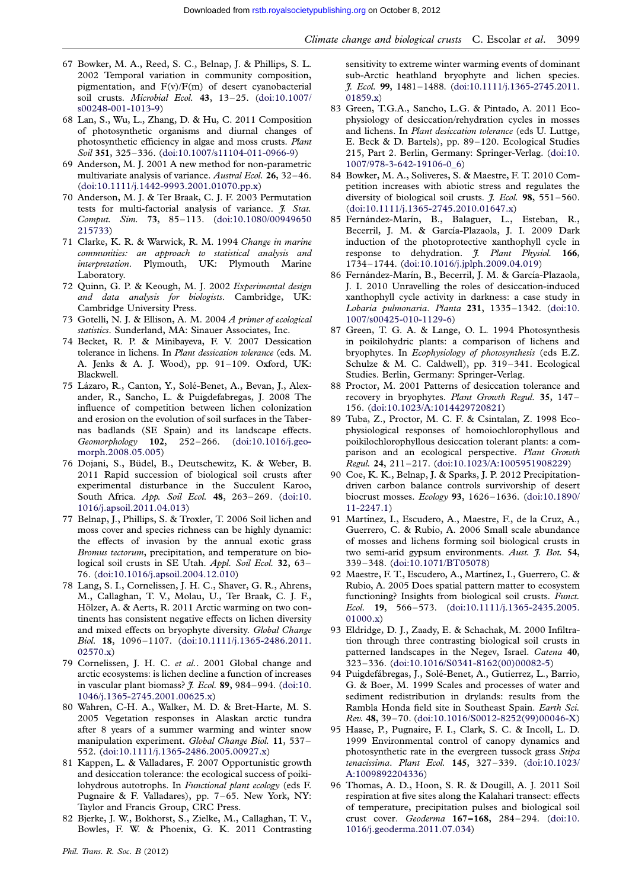67 Bowker, M. A., Reed, S. C., Belnap, J. & Phillips, S. L. 2002 Temporal variation in community composition, pigmentation, and F(v)/F(m) of desert cyanobacterial soil crusts. *Microbial Ecol.* **43**, 13–25. (doi:10.1007/s00248-001-1013-9)

68 Lan, S., Wu, L., Zhang, D. & Hu, C. 2011 Composition of photosynthetic organisms and diurnal changes of photosynthetic efficiency in algae and moss crusts. *Plant Soil* **351**, 325–336. (doi:10.1007/s11104-011-0966-9)

69 Anderson, M. J. 2001 A new method for non-parametric multivariate analysis of variance. *Austral Ecol.* **26**, 32–46. (doi:10.1111/j.1442-9993.2001.01070.pp.x)

70 Anderson, M. J. & Ter Braak, C. J. F. 2003 Permutation tests for multi-factorial analysis of variance. *J. Stat. Comput. Sim.* **73**, 85–113. (doi:10.1080/00949650215733)

71 Clarke, K. R. & Warwick, R. M. 1994 *Change in marine communities: an approach to statistical analysis and interpretation*. Plymouth, UK: Plymouth Marine Laboratory.

72 Quinn, G. P. & Keough, M. J. 2002 *Experimental design and data analysis for biologists*. Cambridge, UK: Cambridge University Press.

73 Gotelli, N. J. & Ellison, A. M. 2004 *A primer of ecological statistics*. Sunderland, MA: Sinauer Associates, Inc.

74 Becket, R. P. & Minibayeva, F. V. 2007 Dessication tolerance in lichens. In *Plant dessication tolerance* (eds. M. A. Jenks & A. J. Wood), pp. 91–109. Oxford, UK: Blackwell.

75 Lázaro, R., Canton, Y., Solé-Benet, A., Bevan, J., Alexander, R., Sancho, L. & Puigdefabregas, J. 2008 The influence of competition between lichen colonization and erosion on the evolution of soil surfaces in the Tabernas badlands (SE Spain) and its landscape effects. *Geomorphology* **102**, 252–266. (doi:10.1016/j.geomorph.2008.05.005)

76 Dojani, S., Büdel, B., Deutschewitz, K. & Weber, B. 2011 Rapid succession of biological soil crusts after experimental disturbance in the Succulent Karoo, South Africa. *App. Soil Ecol.* **48**, 263–269. (doi:10.1016/j.apsoil.2011.04.013)

77 Belnap, J., Phillips, S. & Troxler, T. 2006 Soil lichen and moss cover and species richness can be highly dynamic: the effects of invasion by the annual exotic grass *Bromus tectorum*, precipitation, and temperature on biological soil crusts in SE Utah. *Appl. Soil Ecol.* **32**, 63–76. (doi:10.1016/j.apsoil.2004.12.010)

78 Lang, S. I., Cornelissen, J. H. C., Shaver, G. R., Ahrens, M., Callaghan, T. V., Molau, U., Ter Braak, C. J. F., Hölzer, A. & Aerts, R. 2011 Arctic warming on two continents has consistent negative effects on lichen diversity and mixed effects on bryophyte diversity. *Global Change Biol.* **18**, 1096–1107. (doi:10.1111/j.1365-2486.2011.02570.x)

79 Cornelissen, J. H. C. *et al.*. 2001 Global change and arctic ecosystems: is lichen decline a function of increases in vascular plant biomass? *J. Ecol.* **89**, 984–994. (doi:10.1046/j.1365-2745.2001.00625.x)

80 Wahren, C-H. A., Walker, M. D. & Bret-Harte, M. S. 2005 Vegetation responses in Alaskan arctic tundra after 8 years of a summer warming and winter snow manipulation experiment. *Global Change Biol.* **11**, 537–552. (doi:10.1111/j.1365-2486.2005.00927.x)

81 Kappen, L. & Valladares, F. 2007 Opportunistic growth and desiccation tolerance: the ecological success of poikilohydrous autotrophs. In *Functional plant ecology* (eds F. Pugnaire & F. Valladares), pp. 7–65. New York, NY: Taylor and Francis Group, CRC Press.

82 Bjerke, J. W., Bokhorst, S., Zielke, M., Callaghan, T. V., Bowles, F. W. & Phoenix, G. K. 2011 Contrasting sensitivity to extreme winter warming events of dominant sub-Arctic heathland bryophyte and lichen species. *J. Ecol.* **99**, 1481–1488. (doi:10.1111/j.1365-2745.2011.01859.x)

83 Green, T.G.A., Sancho, L.G. & Pintado, A. 2011 Ecophysiology of desiccation/rehydration cycles in mosses and lichens. In *Plant desiccation tolerance* (eds U. Luttge, E. Beck & D. Bartels), pp. 89–120. Ecological Studies 215, Part 2. Berlin, Germany: Springer-Verlag. (doi:10.1007/978-3-642-19106-0_6)

84 Bowker, M. A., Soliveres, S. & Maestre, F. T. 2010 Competition increases with abiotic stress and regulates the diversity of biological soil crusts. *J. Ecol.* **98**, 551–560. (doi:10.1111/j.1365-2745.2010.01647.x)

85 Fernández-Marín, B., Balaguer, L., Esteban, R., Becerril, J. M. & García-Plazaola, J. I. 2009 Dark induction of the photoprotective xanthophyll cycle in response to dehydration. *J. Plant Physiol.* **166**, 1734–1744. (doi:10.1016/j.jplph.2009.04.019)

86 Fernández-Marín, B., Becerril, J. M. & García-Plazaola, J. I. 2010 Unravelling the roles of desiccation-induced xanthophyll cycle activity in darkness: a case study in *Lobaria pulmonaria*. *Planta* **231**, 1335–1342. (doi:10.1007/s00425-010-1129-6)

87 Green, T. G. A. & Lange, O. L. 1994 Photosynthesis in poikilohydric plants: a comparison of lichens and bryophytes. In *Ecophysiology of photosynthesis* (eds E.Z. Schulze & M. C. Caldwell), pp. 319–341. Ecological Studies. Berlin, Germany: Springer-Verlag.

88 Proctor, M. 2001 Patterns of desiccation tolerance and recovery in bryophytes. *Plant Growth Regul.* **35**, 147–156. (doi:10.1023/A:1014429720821)

89 Tuba, Z., Proctor, M. C. F. & Csintalan, Z. 1998 Ecophysiological responses of homoiochlorophyllous and poikilochlorophyllous desiccation tolerant plants: a comparison and an ecological perspective. *Plant Growth Regul.* **24**, 211–217. (doi:10.1023/A:1005951908229)

90 Coe, K. K., Belnap, J. & Sparks, J. P. 2012 Precipitation-driven carbon balance controls survivorship of desert biocrust mosses. *Ecology* **93**, 1626–1636. (doi:10.1890/11-2247.1)

91 Martínez, I., Escudero, A., Maestre, F., de la Cruz, A., Guerrero, C. & Rubio, A. 2006 Small scale abundance of mosses and lichens forming soil biological crusts in two semi-arid gypsum environments. *Aust. J. Bot.* **54**, 339–348. (doi:10.1071/BT05078)

92 Maestre, F. T., Escudero, A., Martínez, I., Guerrero, C. & Rubio, A. 2005 Does spatial pattern matter to ecosystem functioning? Insights from biological soil crusts. *Funct. Ecol.* **19**, 566–573. (doi:10.1111/j.1365-2435.2005.01000.x)

93 Eldridge, D. J., Zaady, E. & Schachak, M. 2000 Infiltration through three contrasting biological soil crusts in patterned landscapes in the Negev, Israel. *Catena* **40**, 323–336. (doi:10.1016/S0341-8162(00)00082-5)

94 Puigdefábregas, J., Solé-Benet, A., Gutierrez, L., Barrio, G. & Boer, M. 1999 Scales and processes of water and sediment redistribution in drylands: results from the Rambla Honda field site in Southeast Spain. *Earth Sci. Rev.* **48**, 39–70. (doi:10.1016/S0012-8252(99)00046-X)

95 Haase, P., Pugnaire, F. I., Clark, S. C. & Incoll, L. D. 1999 Environmental control of canopy dynamics and photosynthetic rate in the evergreen tussock grass *Stipa tenacissima*. *Plant Ecol.* **145**, 327–339. (doi:10.1023/A:1009892204336)

96 Thomas, A. D., Hoon, S. R. & Dougill, A. J. 2011 Soil respiration at five sites along the Kalahari transect: effects of temperature, precipitation pulses and biological soil crust cover. *Geoderma* **167–168**, 284–294. (doi:10.1016/j.geoderma.2011.07.034)